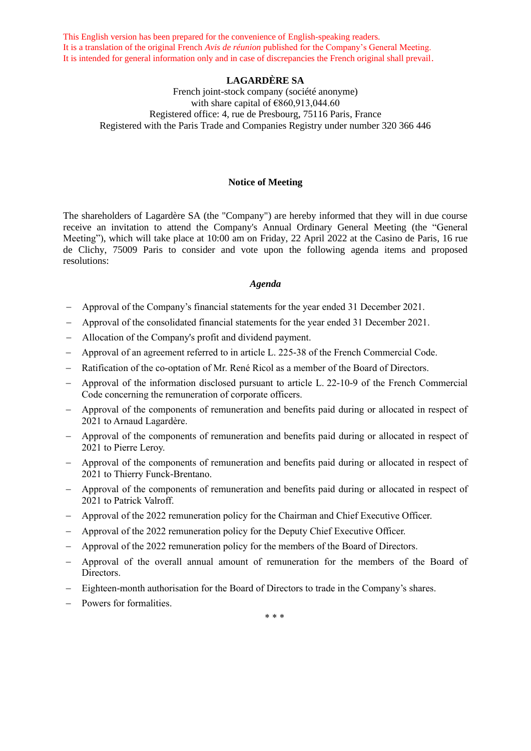This English version has been prepared for the convenience of English-speaking readers.
It is a translation of the original French *Avis de réunion* published for the Company's General Meeting.
It is intended for general information only and in case of discrepancies the French original shall prevail.

**LAGARDÈRE SA**

French joint-stock company (société anonyme)
with share capital of €860,913,044.60
Registered office: 4, rue de Presbourg, 75116 Paris, France
Registered with the Paris Trade and Companies Registry under number 320 366 446

## Notice of Meeting

The shareholders of Lagardère SA (the "Company") are hereby informed that they will in due course receive an invitation to attend the Company's Annual Ordinary General Meeting (the "General Meeting"), which will take place at 10:00 am on Friday, 22 April 2022 at the Casino de Paris, 16 rue de Clichy, 75009 Paris to consider and vote upon the following agenda items and proposed resolutions:

### *Agenda*

- Approval of the Company's financial statements for the year ended 31 December 2021.
- Approval of the consolidated financial statements for the year ended 31 December 2021.
- Allocation of the Company's profit and dividend payment.
- Approval of an agreement referred to in article L. 225-38 of the French Commercial Code.
- Ratification of the co-optation of Mr. René Ricol as a member of the Board of Directors.
- Approval of the information disclosed pursuant to article L. 22-10-9 of the French Commercial Code concerning the remuneration of corporate officers.
- Approval of the components of remuneration and benefits paid during or allocated in respect of 2021 to Arnaud Lagardère.
- Approval of the components of remuneration and benefits paid during or allocated in respect of 2021 to Pierre Leroy.
- Approval of the components of remuneration and benefits paid during or allocated in respect of 2021 to Thierry Funck-Brentano.
- Approval of the components of remuneration and benefits paid during or allocated in respect of 2021 to Patrick Valroff.
- Approval of the 2022 remuneration policy for the Chairman and Chief Executive Officer.
- Approval of the 2022 remuneration policy for the Deputy Chief Executive Officer.
- Approval of the 2022 remuneration policy for the members of the Board of Directors.
- Approval of the overall annual amount of remuneration for the members of the Board of Directors.
- Eighteen-month authorisation for the Board of Directors to trade in the Company's shares.
- Powers for formalities.

\* \* \*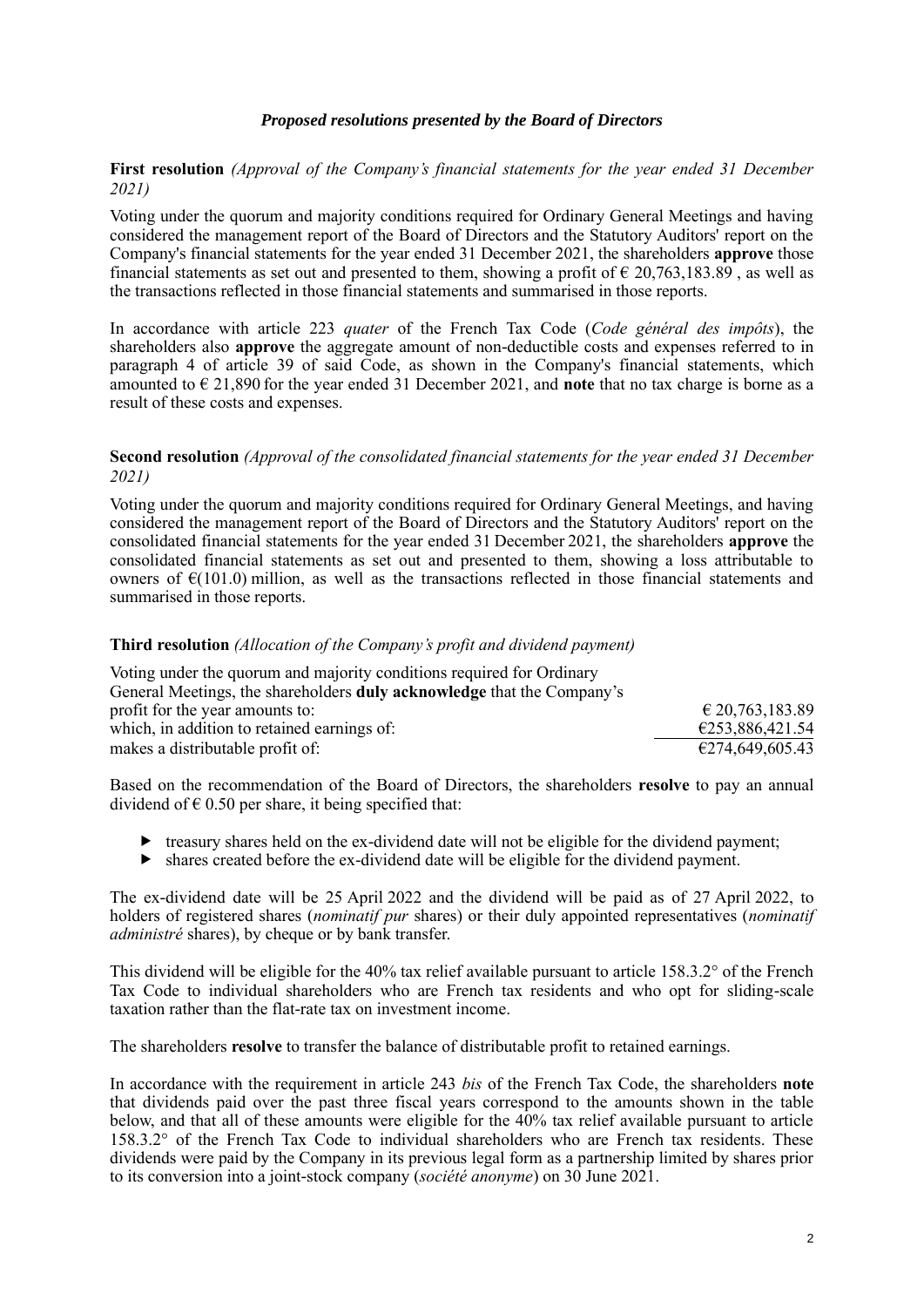### *Proposed resolutions presented by the Board of Directors*

**First resolution** *(Approval of the Company's financial statements for the year ended 31 December 2021)*

Voting under the quorum and majority conditions required for Ordinary General Meetings and having considered the management report of the Board of Directors and the Statutory Auditors' report on the Company's financial statements for the year ended 31 December 2021, the shareholders **approve** those financial statements as set out and presented to them, showing a profit of € 20,763,183.89 , as well as the transactions reflected in those financial statements and summarised in those reports.

In accordance with article 223 *quater* of the French Tax Code (*Code général des impôts*), the shareholders also **approve** the aggregate amount of non-deductible costs and expenses referred to in paragraph 4 of article 39 of said Code, as shown in the Company's financial statements, which amounted to € 21,890 for the year ended 31 December 2021, and **note** that no tax charge is borne as a result of these costs and expenses.

**Second resolution** *(Approval of the consolidated financial statements for the year ended 31 December 2021)*

Voting under the quorum and majority conditions required for Ordinary General Meetings, and having considered the management report of the Board of Directors and the Statutory Auditors' report on the consolidated financial statements for the year ended 31 December 2021, the shareholders **approve** the consolidated financial statements as set out and presented to them, showing a loss attributable to owners of €(101.0) million, as well as the transactions reflected in those financial statements and summarised in those reports.

**Third resolution** *(Allocation of the Company's profit and dividend payment)*

| | |
|---|---|
| Voting under the quorum and majority conditions required for Ordinary General Meetings, the shareholders **duly acknowledge** that the Company's profit for the year amounts to: | € 20,763,183.89 |
| which, in addition to retained earnings of: | €253,886,421.54 |
| makes a distributable profit of: | €274,649,605.43 |

Based on the recommendation of the Board of Directors, the shareholders **resolve** to pay an annual dividend of € 0.50 per share, it being specified that:

- treasury shares held on the ex-dividend date will not be eligible for the dividend payment;
- shares created before the ex-dividend date will be eligible for the dividend payment.

The ex-dividend date will be 25 April 2022 and the dividend will be paid as of 27 April 2022, to holders of registered shares (*nominatif pur* shares) or their duly appointed representatives (*nominatif administré* shares), by cheque or by bank transfer.

This dividend will be eligible for the 40% tax relief available pursuant to article 158.3.2° of the French Tax Code to individual shareholders who are French tax residents and who opt for sliding-scale taxation rather than the flat-rate tax on investment income.

The shareholders **resolve** to transfer the balance of distributable profit to retained earnings.

In accordance with the requirement in article 243 *bis* of the French Tax Code, the shareholders **note** that dividends paid over the past three fiscal years correspond to the amounts shown in the table below, and that all of these amounts were eligible for the 40% tax relief available pursuant to article 158.3.2° of the French Tax Code to individual shareholders who are French tax residents. These dividends were paid by the Company in its previous legal form as a partnership limited by shares prior to its conversion into a joint-stock company (*société anonyme*) on 30 June 2021.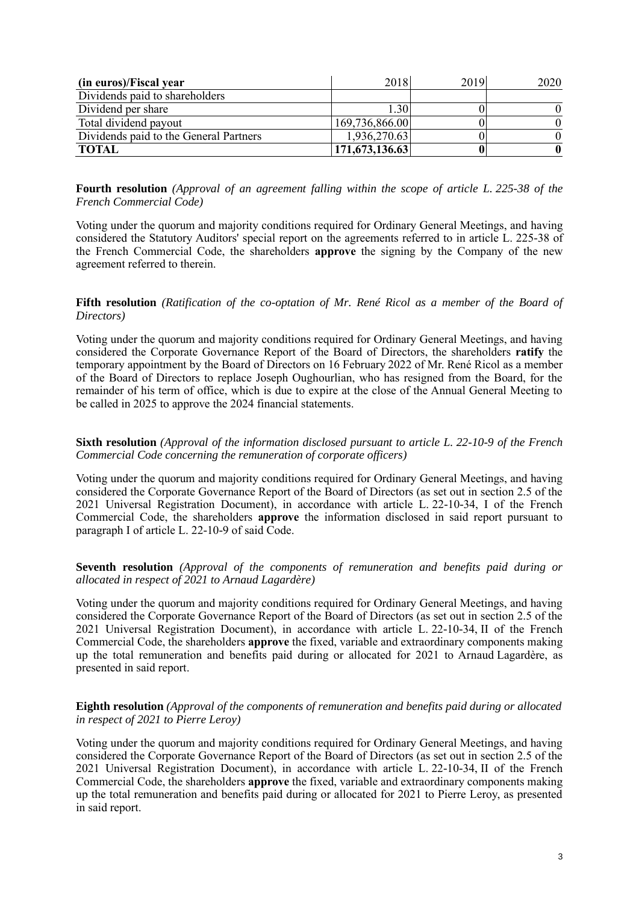| (in euros)/Fiscal year | 2018 | 2019 | 2020 |
|---|---|---|---|
| Dividends paid to shareholders | | | |
| Dividend per share | 1.30 | 0 | 0 |
| Total dividend payout | 169,736,866.00 | 0 | 0 |
| Dividends paid to the General Partners | 1,936,270.63 | 0 | 0 |
| **TOTAL** | **171,673,136.63** | **0** | **0** |

**Fourth resolution** *(Approval of an agreement falling within the scope of article L. 225-38 of the French Commercial Code)*

Voting under the quorum and majority conditions required for Ordinary General Meetings, and having considered the Statutory Auditors' special report on the agreements referred to in article L. 225-38 of the French Commercial Code, the shareholders **approve** the signing by the Company of the new agreement referred to therein.

**Fifth resolution** *(Ratification of the co-optation of Mr. René Ricol as a member of the Board of Directors)*

Voting under the quorum and majority conditions required for Ordinary General Meetings, and having considered the Corporate Governance Report of the Board of Directors, the shareholders **ratify** the temporary appointment by the Board of Directors on 16 February 2022 of Mr. René Ricol as a member of the Board of Directors to replace Joseph Oughourlian, who has resigned from the Board, for the remainder of his term of office, which is due to expire at the close of the Annual General Meeting to be called in 2025 to approve the 2024 financial statements.

**Sixth resolution** *(Approval of the information disclosed pursuant to article L. 22-10-9 of the French Commercial Code concerning the remuneration of corporate officers)*

Voting under the quorum and majority conditions required for Ordinary General Meetings, and having considered the Corporate Governance Report of the Board of Directors (as set out in section 2.5 of the 2021 Universal Registration Document), in accordance with article L. 22-10-34, I of the French Commercial Code, the shareholders **approve** the information disclosed in said report pursuant to paragraph I of article L. 22-10-9 of said Code.

**Seventh resolution** *(Approval of the components of remuneration and benefits paid during or allocated in respect of 2021 to Arnaud Lagardère)*

Voting under the quorum and majority conditions required for Ordinary General Meetings, and having considered the Corporate Governance Report of the Board of Directors (as set out in section 2.5 of the 2021 Universal Registration Document), in accordance with article L. 22-10-34, II of the French Commercial Code, the shareholders **approve** the fixed, variable and extraordinary components making up the total remuneration and benefits paid during or allocated for 2021 to Arnaud Lagardère, as presented in said report.

**Eighth resolution** *(Approval of the components of remuneration and benefits paid during or allocated in respect of 2021 to Pierre Leroy)*

Voting under the quorum and majority conditions required for Ordinary General Meetings, and having considered the Corporate Governance Report of the Board of Directors (as set out in section 2.5 of the 2021 Universal Registration Document), in accordance with article L. 22-10-34, II of the French Commercial Code, the shareholders **approve** the fixed, variable and extraordinary components making up the total remuneration and benefits paid during or allocated for 2021 to Pierre Leroy, as presented in said report.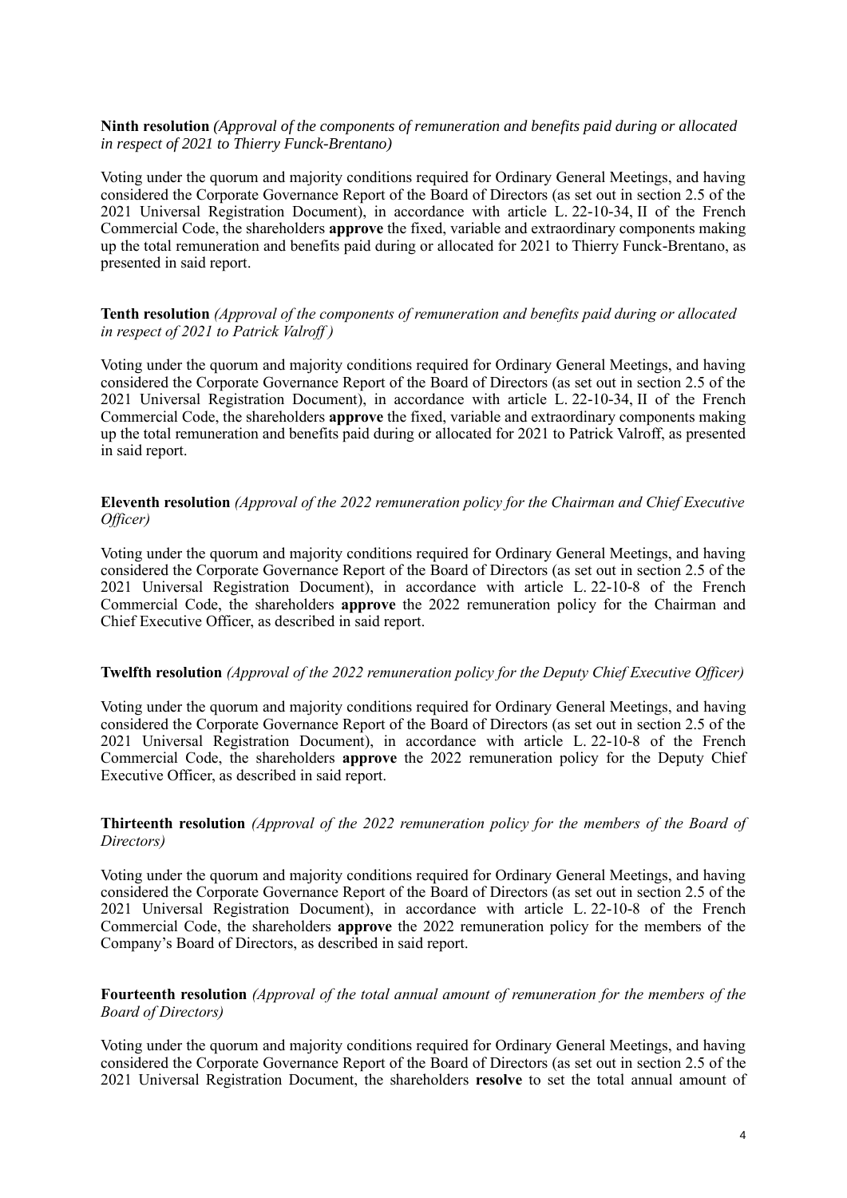**Ninth resolution** *(Approval of the components of remuneration and benefits paid during or allocated in respect of 2021 to Thierry Funck-Brentano)*

Voting under the quorum and majority conditions required for Ordinary General Meetings, and having considered the Corporate Governance Report of the Board of Directors (as set out in section 2.5 of the 2021 Universal Registration Document), in accordance with article L. 22-10-34, II of the French Commercial Code, the shareholders **approve** the fixed, variable and extraordinary components making up the total remuneration and benefits paid during or allocated for 2021 to Thierry Funck-Brentano, as presented in said report.

**Tenth resolution** *(Approval of the components of remuneration and benefits paid during or allocated in respect of 2021 to Patrick Valroff )*

Voting under the quorum and majority conditions required for Ordinary General Meetings, and having considered the Corporate Governance Report of the Board of Directors (as set out in section 2.5 of the 2021 Universal Registration Document), in accordance with article L. 22-10-34, II of the French Commercial Code, the shareholders **approve** the fixed, variable and extraordinary components making up the total remuneration and benefits paid during or allocated for 2021 to Patrick Valroff, as presented in said report.

**Eleventh resolution** *(Approval of the 2022 remuneration policy for the Chairman and Chief Executive Officer)*

Voting under the quorum and majority conditions required for Ordinary General Meetings, and having considered the Corporate Governance Report of the Board of Directors (as set out in section 2.5 of the 2021 Universal Registration Document), in accordance with article L. 22-10-8 of the French Commercial Code, the shareholders **approve** the 2022 remuneration policy for the Chairman and Chief Executive Officer, as described in said report.

**Twelfth resolution** *(Approval of the 2022 remuneration policy for the Deputy Chief Executive Officer)*

Voting under the quorum and majority conditions required for Ordinary General Meetings, and having considered the Corporate Governance Report of the Board of Directors (as set out in section 2.5 of the 2021 Universal Registration Document), in accordance with article L. 22-10-8 of the French Commercial Code, the shareholders **approve** the 2022 remuneration policy for the Deputy Chief Executive Officer, as described in said report.

**Thirteenth resolution** *(Approval of the 2022 remuneration policy for the members of the Board of Directors)*

Voting under the quorum and majority conditions required for Ordinary General Meetings, and having considered the Corporate Governance Report of the Board of Directors (as set out in section 2.5 of the 2021 Universal Registration Document), in accordance with article L. 22-10-8 of the French Commercial Code, the shareholders **approve** the 2022 remuneration policy for the members of the Company's Board of Directors, as described in said report.

**Fourteenth resolution** *(Approval of the total annual amount of remuneration for the members of the Board of Directors)*

Voting under the quorum and majority conditions required for Ordinary General Meetings, and having considered the Corporate Governance Report of the Board of Directors (as set out in section 2.5 of the 2021 Universal Registration Document, the shareholders **resolve** to set the total annual amount of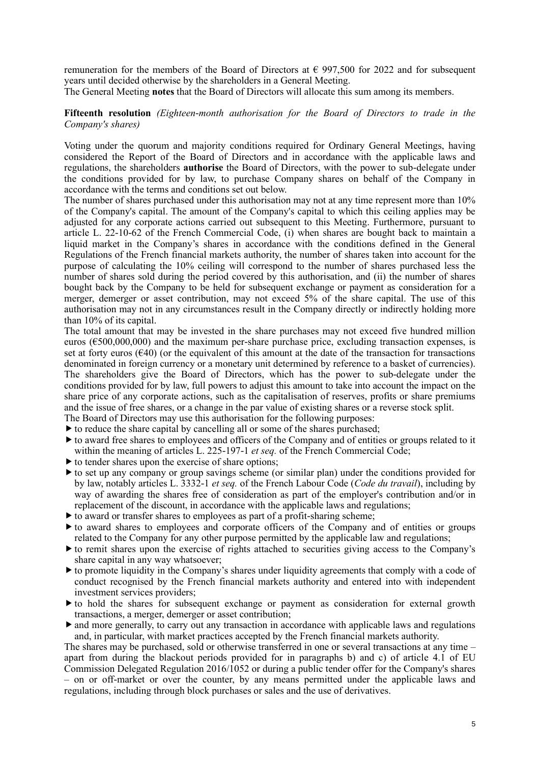remuneration for the members of the Board of Directors at € 997,500 for 2022 and for subsequent years until decided otherwise by the shareholders in a General Meeting.

The General Meeting **notes** that the Board of Directors will allocate this sum among its members.

**Fifteenth resolution** *(Eighteen-month authorisation for the Board of Directors to trade in the Company's shares)*

Voting under the quorum and majority conditions required for Ordinary General Meetings, having considered the Report of the Board of Directors and in accordance with the applicable laws and regulations, the shareholders **authorise** the Board of Directors, with the power to sub-delegate under the conditions provided for by law, to purchase Company shares on behalf of the Company in accordance with the terms and conditions set out below.

The number of shares purchased under this authorisation may not at any time represent more than 10% of the Company's capital. The amount of the Company's capital to which this ceiling applies may be adjusted for any corporate actions carried out subsequent to this Meeting. Furthermore, pursuant to article L. 22-10-62 of the French Commercial Code, (i) when shares are bought back to maintain a liquid market in the Company's shares in accordance with the conditions defined in the General Regulations of the French financial markets authority, the number of shares taken into account for the purpose of calculating the 10% ceiling will correspond to the number of shares purchased less the number of shares sold during the period covered by this authorisation, and (ii) the number of shares bought back by the Company to be held for subsequent exchange or payment as consideration for a merger, demerger or asset contribution, may not exceed 5% of the share capital. The use of this authorisation may not in any circumstances result in the Company directly or indirectly holding more than 10% of its capital.

The total amount that may be invested in the share purchases may not exceed five hundred million euros (€500,000,000) and the maximum per-share purchase price, excluding transaction expenses, is set at forty euros (€40) (or the equivalent of this amount at the date of the transaction for transactions denominated in foreign currency or a monetary unit determined by reference to a basket of currencies). The shareholders give the Board of Directors, which has the power to sub-delegate under the conditions provided for by law, full powers to adjust this amount to take into account the impact on the share price of any corporate actions, such as the capitalisation of reserves, profits or share premiums and the issue of free shares, or a change in the par value of existing shares or a reverse stock split.

The Board of Directors may use this authorisation for the following purposes:

- to reduce the share capital by cancelling all or some of the shares purchased;
- to award free shares to employees and officers of the Company and of entities or groups related to it within the meaning of articles L. 225-197-1 *et seq.* of the French Commercial Code;
- to tender shares upon the exercise of share options;
- to set up any company or group savings scheme (or similar plan) under the conditions provided for by law, notably articles L. 3332-1 *et seq.* of the French Labour Code (*Code du travail*), including by way of awarding the shares free of consideration as part of the employer's contribution and/or in replacement of the discount, in accordance with the applicable laws and regulations;
- to award or transfer shares to employees as part of a profit-sharing scheme;
- to award shares to employees and corporate officers of the Company and of entities or groups related to the Company for any other purpose permitted by the applicable law and regulations;
- to remit shares upon the exercise of rights attached to securities giving access to the Company's share capital in any way whatsoever;
- to promote liquidity in the Company's shares under liquidity agreements that comply with a code of conduct recognised by the French financial markets authority and entered into with independent investment services providers;
- to hold the shares for subsequent exchange or payment as consideration for external growth transactions, a merger, demerger or asset contribution;
- and more generally, to carry out any transaction in accordance with applicable laws and regulations and, in particular, with market practices accepted by the French financial markets authority.

The shares may be purchased, sold or otherwise transferred in one or several transactions at any time – apart from during the blackout periods provided for in paragraphs b) and c) of article 4.1 of EU Commission Delegated Regulation 2016/1052 or during a public tender offer for the Company's shares – on or off-market or over the counter, by any means permitted under the applicable laws and regulations, including through block purchases or sales and the use of derivatives.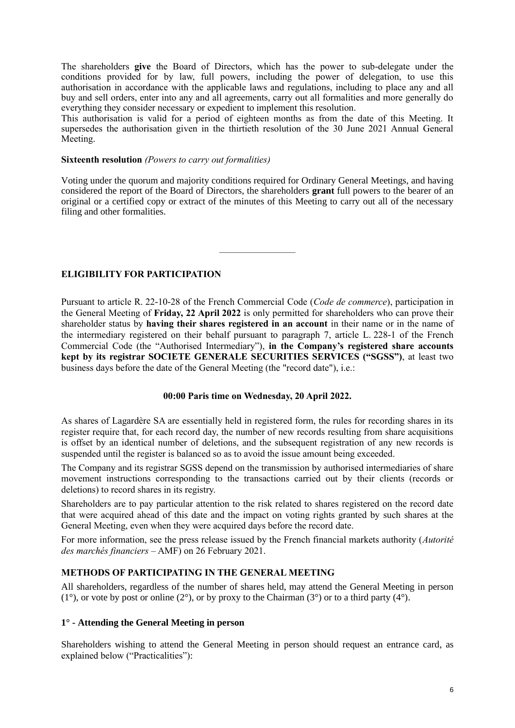The shareholders **give** the Board of Directors, which has the power to sub-delegate under the conditions provided for by law, full powers, including the power of delegation, to use this authorisation in accordance with the applicable laws and regulations, including to place any and all buy and sell orders, enter into any and all agreements, carry out all formalities and more generally do everything they consider necessary or expedient to implement this resolution.

This authorisation is valid for a period of eighteen months as from the date of this Meeting. It supersedes the authorisation given in the thirtieth resolution of the 30 June 2021 Annual General Meeting.

**Sixteenth resolution** *(Powers to carry out formalities)*

Voting under the quorum and majority conditions required for Ordinary General Meetings, and having considered the report of the Board of Directors, the shareholders **grant** full powers to the bearer of an original or a certified copy or extract of the minutes of this Meeting to carry out all of the necessary filing and other formalities.

---

## ELIGIBILITY FOR PARTICIPATION

Pursuant to article R. 22-10-28 of the French Commercial Code (*Code de commerce*), participation in the General Meeting of **Friday, 22 April 2022** is only permitted for shareholders who can prove their shareholder status by **having their shares registered in an account** in their name or in the name of the intermediary registered on their behalf pursuant to paragraph 7, article L. 228-1 of the French Commercial Code (the "Authorised Intermediary"), **in the Company's registered share accounts kept by its registrar SOCIETE GENERALE SECURITIES SERVICES ("SGSS")**, at least two business days before the date of the General Meeting (the "record date"), i.e.:

**00:00 Paris time on Wednesday, 20 April 2022.**

As shares of Lagardère SA are essentially held in registered form, the rules for recording shares in its register require that, for each record day, the number of new records resulting from share acquisitions is offset by an identical number of deletions, and the subsequent registration of any new records is suspended until the register is balanced so as to avoid the issue amount being exceeded.

The Company and its registrar SGSS depend on the transmission by authorised intermediaries of share movement instructions corresponding to the transactions carried out by their clients (records or deletions) to record shares in its registry.

Shareholders are to pay particular attention to the risk related to shares registered on the record date that were acquired ahead of this date and the impact on voting rights granted by such shares at the General Meeting, even when they were acquired days before the record date.

For more information, see the press release issued by the French financial markets authority (*Autorité des marchés financiers* – AMF) on 26 February 2021.

## METHODS OF PARTICIPATING IN THE GENERAL MEETING

All shareholders, regardless of the number of shares held, may attend the General Meeting in person (1°), or vote by post or online (2°), or by proxy to the Chairman (3°) or to a third party (4°).

### 1° - Attending the General Meeting in person

Shareholders wishing to attend the General Meeting in person should request an entrance card, as explained below ("Practicalities"):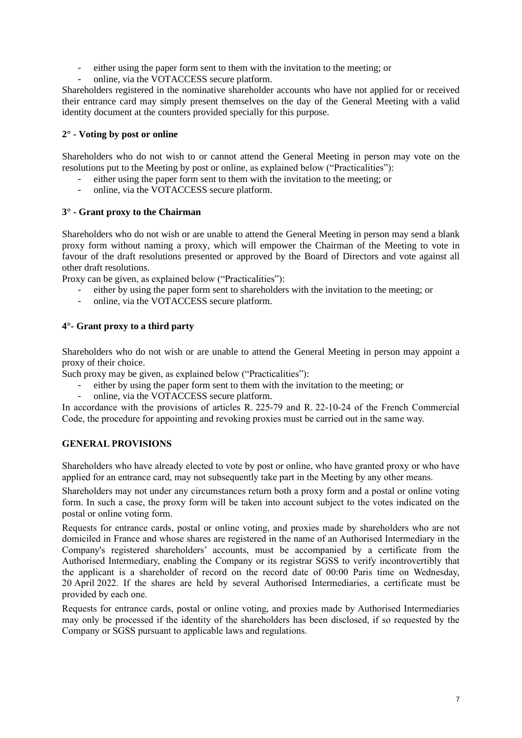- either using the paper form sent to them with the invitation to the meeting; or
- online, via the VOTACCESS secure platform.

Shareholders registered in the nominative shareholder accounts who have not applied for or received their entrance card may simply present themselves on the day of the General Meeting with a valid identity document at the counters provided specially for this purpose.

### 2° - Voting by post or online

Shareholders who do not wish to or cannot attend the General Meeting in person may vote on the resolutions put to the Meeting by post or online, as explained below ("Practicalities"):

- either using the paper form sent to them with the invitation to the meeting; or
- online, via the VOTACCESS secure platform.

### 3° - Grant proxy to the Chairman

Shareholders who do not wish or are unable to attend the General Meeting in person may send a blank proxy form without naming a proxy, which will empower the Chairman of the Meeting to vote in favour of the draft resolutions presented or approved by the Board of Directors and vote against all other draft resolutions.

Proxy can be given, as explained below ("Practicalities"):

- either by using the paper form sent to shareholders with the invitation to the meeting; or
- online, via the VOTACCESS secure platform.

### 4°- Grant proxy to a third party

Shareholders who do not wish or are unable to attend the General Meeting in person may appoint a proxy of their choice.

Such proxy may be given, as explained below ("Practicalities"):

- either by using the paper form sent to them with the invitation to the meeting; or
- online, via the VOTACCESS secure platform.

In accordance with the provisions of articles R. 225-79 and R. 22-10-24 of the French Commercial Code, the procedure for appointing and revoking proxies must be carried out in the same way.

## GENERAL PROVISIONS

Shareholders who have already elected to vote by post or online, who have granted proxy or who have applied for an entrance card, may not subsequently take part in the Meeting by any other means.

Shareholders may not under any circumstances return both a proxy form and a postal or online voting form. In such a case, the proxy form will be taken into account subject to the votes indicated on the postal or online voting form.

Requests for entrance cards, postal or online voting, and proxies made by shareholders who are not domiciled in France and whose shares are registered in the name of an Authorised Intermediary in the Company's registered shareholders' accounts, must be accompanied by a certificate from the Authorised Intermediary, enabling the Company or its registrar SGSS to verify incontrovertibly that the applicant is a shareholder of record on the record date of 00:00 Paris time on Wednesday, 20 April 2022. If the shares are held by several Authorised Intermediaries, a certificate must be provided by each one.

Requests for entrance cards, postal or online voting, and proxies made by Authorised Intermediaries may only be processed if the identity of the shareholders has been disclosed, if so requested by the Company or SGSS pursuant to applicable laws and regulations.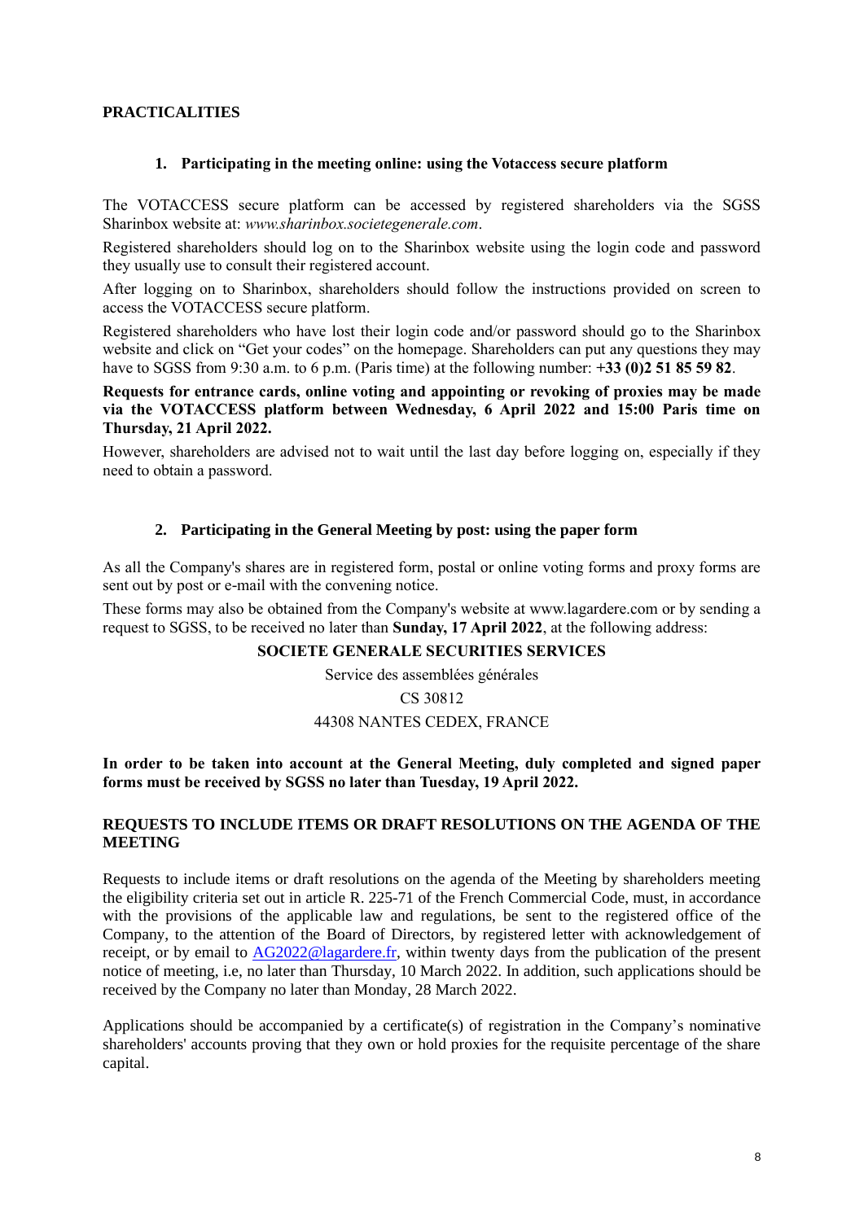## PRACTICALITIES

### 1. Participating in the meeting online: using the Votaccess secure platform

The VOTACCESS secure platform can be accessed by registered shareholders via the SGSS Sharinbox website at: *www.sharinbox.societegenerale.com*.

Registered shareholders should log on to the Sharinbox website using the login code and password they usually use to consult their registered account.

After logging on to Sharinbox, shareholders should follow the instructions provided on screen to access the VOTACCESS secure platform.

Registered shareholders who have lost their login code and/or password should go to the Sharinbox website and click on "Get your codes" on the homepage. Shareholders can put any questions they may have to SGSS from 9:30 a.m. to 6 p.m. (Paris time) at the following number: **+33 (0)2 51 85 59 82**.

**Requests for entrance cards, online voting and appointing or revoking of proxies may be made via the VOTACCESS platform between Wednesday, 6 April 2022 and 15:00 Paris time on Thursday, 21 April 2022.**

However, shareholders are advised not to wait until the last day before logging on, especially if they need to obtain a password.

### 2. Participating in the General Meeting by post: using the paper form

As all the Company's shares are in registered form, postal or online voting forms and proxy forms are sent out by post or e-mail with the convening notice.

These forms may also be obtained from the Company's website at www.lagardere.com or by sending a request to SGSS, to be received no later than **Sunday, 17 April 2022**, at the following address:

**SOCIETE GENERALE SECURITIES SERVICES**

Service des assemblées générales

CS 30812

44308 NANTES CEDEX, FRANCE

**In order to be taken into account at the General Meeting, duly completed and signed paper forms must be received by SGSS no later than Tuesday, 19 April 2022.**

## REQUESTS TO INCLUDE ITEMS OR DRAFT RESOLUTIONS ON THE AGENDA OF THE MEETING

Requests to include items or draft resolutions on the agenda of the Meeting by shareholders meeting the eligibility criteria set out in article R. 225-71 of the French Commercial Code, must, in accordance with the provisions of the applicable law and regulations, be sent to the registered office of the Company, to the attention of the Board of Directors, by registered letter with acknowledgement of receipt, or by email to AG2022@lagardere.fr, within twenty days from the publication of the present notice of meeting, i.e, no later than Thursday, 10 March 2022. In addition, such applications should be received by the Company no later than Monday, 28 March 2022.

Applications should be accompanied by a certificate(s) of registration in the Company's nominative shareholders' accounts proving that they own or hold proxies for the requisite percentage of the share capital.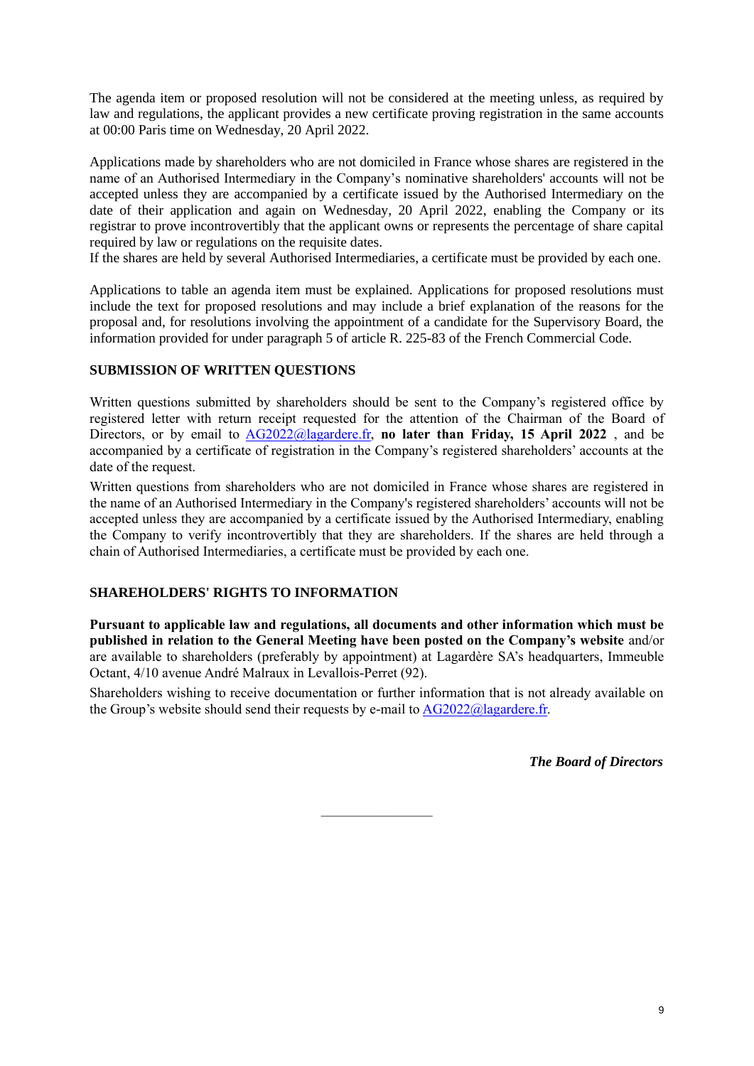The agenda item or proposed resolution will not be considered at the meeting unless, as required by law and regulations, the applicant provides a new certificate proving registration in the same accounts at 00:00 Paris time on Wednesday, 20 April 2022.

Applications made by shareholders who are not domiciled in France whose shares are registered in the name of an Authorised Intermediary in the Company's nominative shareholders' accounts will not be accepted unless they are accompanied by a certificate issued by the Authorised Intermediary on the date of their application and again on Wednesday, 20 April 2022, enabling the Company or its registrar to prove incontrovertibly that the applicant owns or represents the percentage of share capital required by law or regulations on the requisite dates.
If the shares are held by several Authorised Intermediaries, a certificate must be provided by each one.

Applications to table an agenda item must be explained. Applications for proposed resolutions must include the text for proposed resolutions and may include a brief explanation of the reasons for the proposal and, for resolutions involving the appointment of a candidate for the Supervisory Board, the information provided for under paragraph 5 of article R. 225-83 of the French Commercial Code.

## SUBMISSION OF WRITTEN QUESTIONS

Written questions submitted by shareholders should be sent to the Company's registered office by registered letter with return receipt requested for the attention of the Chairman of the Board of Directors, or by email to AG2022@lagardere.fr, **no later than Friday, 15 April 2022** , and be accompanied by a certificate of registration in the Company's registered shareholders' accounts at the date of the request.

Written questions from shareholders who are not domiciled in France whose shares are registered in the name of an Authorised Intermediary in the Company's registered shareholders' accounts will not be accepted unless they are accompanied by a certificate issued by the Authorised Intermediary, enabling the Company to verify incontrovertibly that they are shareholders. If the shares are held through a chain of Authorised Intermediaries, a certificate must be provided by each one.

## SHAREHOLDERS' RIGHTS TO INFORMATION

**Pursuant to applicable law and regulations, all documents and other information which must be published in relation to the General Meeting have been posted on the Company's website** and/or are available to shareholders (preferably by appointment) at Lagardère SA's headquarters, Immeuble Octant, 4/10 avenue André Malraux in Levallois-Perret (92).

Shareholders wishing to receive documentation or further information that is not already available on the Group's website should send their requests by e-mail to AG2022@lagardere.fr.

***The Board of Directors***

---